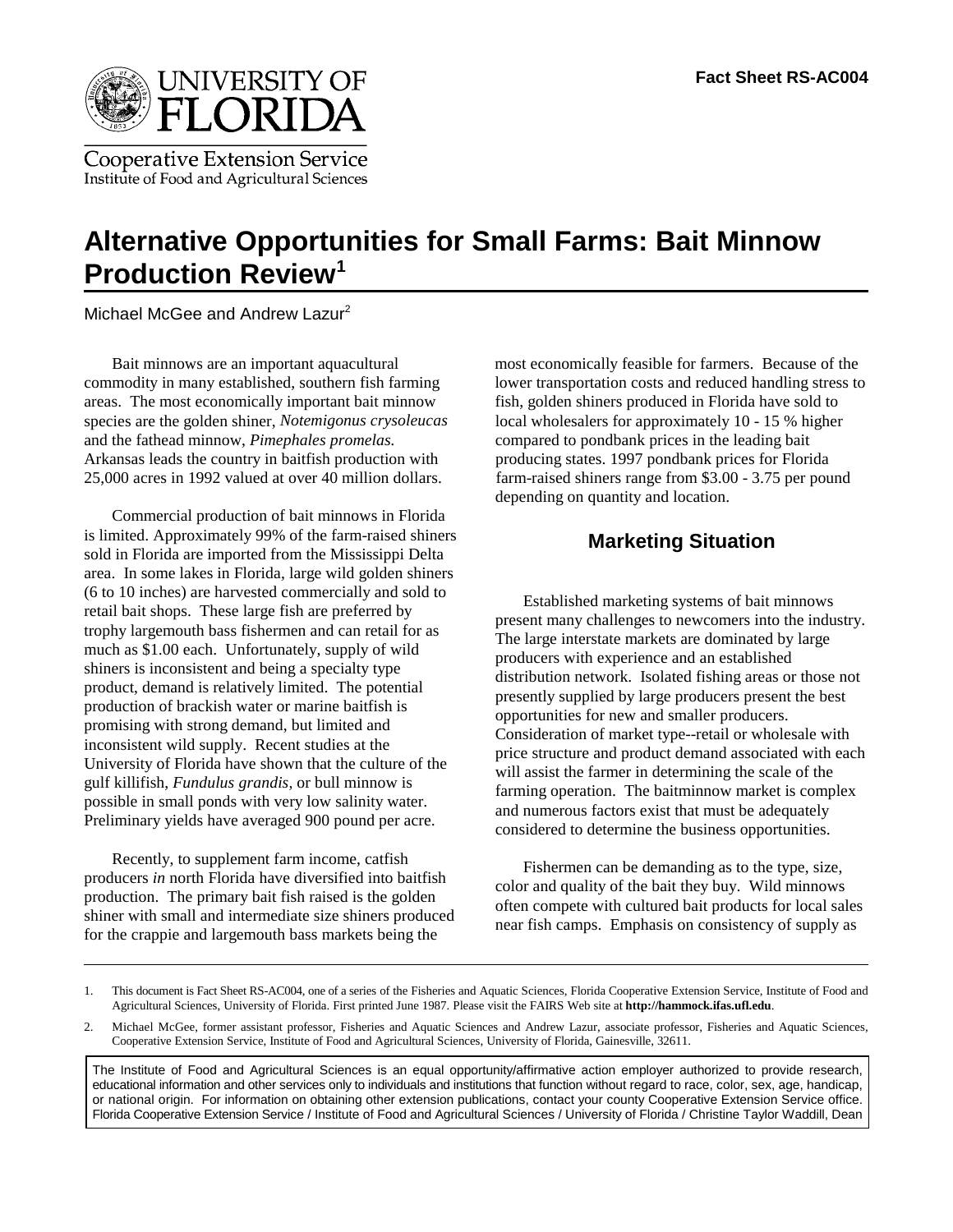Fact Sheet RS-AC004

UNIVERSITY OF FLORIDA

Cooperative Extension Service
Institute of Food and Agricultural Sciences

# Alternative Opportunities for Small Farms: Bait Minnow Production Review[1]

Michael McGee and Andrew Lazur[2]

Bait minnows are an important aquacultural commodity in many established, southern fish farming areas. The most economically important bait minnow species are the golden shiner, *Notemigonus crysoleucas* and the fathead minnow, *Pimephales promelas.* Arkansas leads the country in baitfish production with 25,000 acres in 1992 valued at over 40 million dollars.

Commercial production of bait minnows in Florida is limited. Approximately 99% of the farm-raised shiners sold in Florida are imported from the Mississippi Delta area. In some lakes in Florida, large wild golden shiners (6 to 10 inches) are harvested commercially and sold to retail bait shops. These large fish are preferred by trophy largemouth bass fishermen and can retail for as much as $1.00 each. Unfortunately, supply of wild shiners is inconsistent and being a specialty type product, demand is relatively limited. The potential production of brackish water or marine baitfish is promising with strong demand, but limited and inconsistent wild supply. Recent studies at the University of Florida have shown that the culture of the gulf killifish, *Fundulus grandis*, or bull minnow is possible in small ponds with very low salinity water. Preliminary yields have averaged 900 pound per acre.

Recently, to supplement farm income, catfish producers *in* north Florida have diversified into baitfish production. The primary bait fish raised is the golden shiner with small and intermediate size shiners produced for the crappie and largemouth bass markets being the most economically feasible for farmers. Because of the lower transportation costs and reduced handling stress to fish, golden shiners produced in Florida have sold to local wholesalers for approximately 10 - 15 % higher compared to pondbank prices in the leading bait producing states. 1997 pondbank prices for Florida farm-raised shiners range from $3.00 - 3.75 per pound depending on quantity and location.

## Marketing Situation

Established marketing systems of bait minnows present many challenges to newcomers into the industry. The large interstate markets are dominated by large producers with experience and an established distribution network. Isolated fishing areas or those not presently supplied by large producers present the best opportunities for new and smaller producers. Consideration of market type--retail or wholesale with price structure and product demand associated with each will assist the farmer in determining the scale of the farming operation. The baitminnow market is complex and numerous factors exist that must be adequately considered to determine the business opportunities.

Fishermen can be demanding as to the type, size, color and quality of the bait they buy. Wild minnows often compete with cultured bait products for local sales near fish camps. Emphasis on consistency of supply as

---

1. This document is Fact Sheet RS-AC004, one of a series of the Fisheries and Aquatic Sciences, Florida Cooperative Extension Service, Institute of Food and Agricultural Sciences, University of Florida. First printed June 1987. Please visit the FAIRS Web site at **http://hammock.ifas.ufl.edu**.

2. Michael McGee, former assistant professor, Fisheries and Aquatic Sciences and Andrew Lazur, associate professor, Fisheries and Aquatic Sciences, Cooperative Extension Service, Institute of Food and Agricultural Sciences, University of Florida, Gainesville, 32611.

The Institute of Food and Agricultural Sciences is an equal opportunity/affirmative action employer authorized to provide research, educational information and other services only to individuals and institutions that function without regard to race, color, sex, age, handicap, or national origin. For information on obtaining other extension publications, contact your county Cooperative Extension Service office. Florida Cooperative Extension Service / Institute of Food and Agricultural Sciences / University of Florida / Christine Taylor Waddill, Dean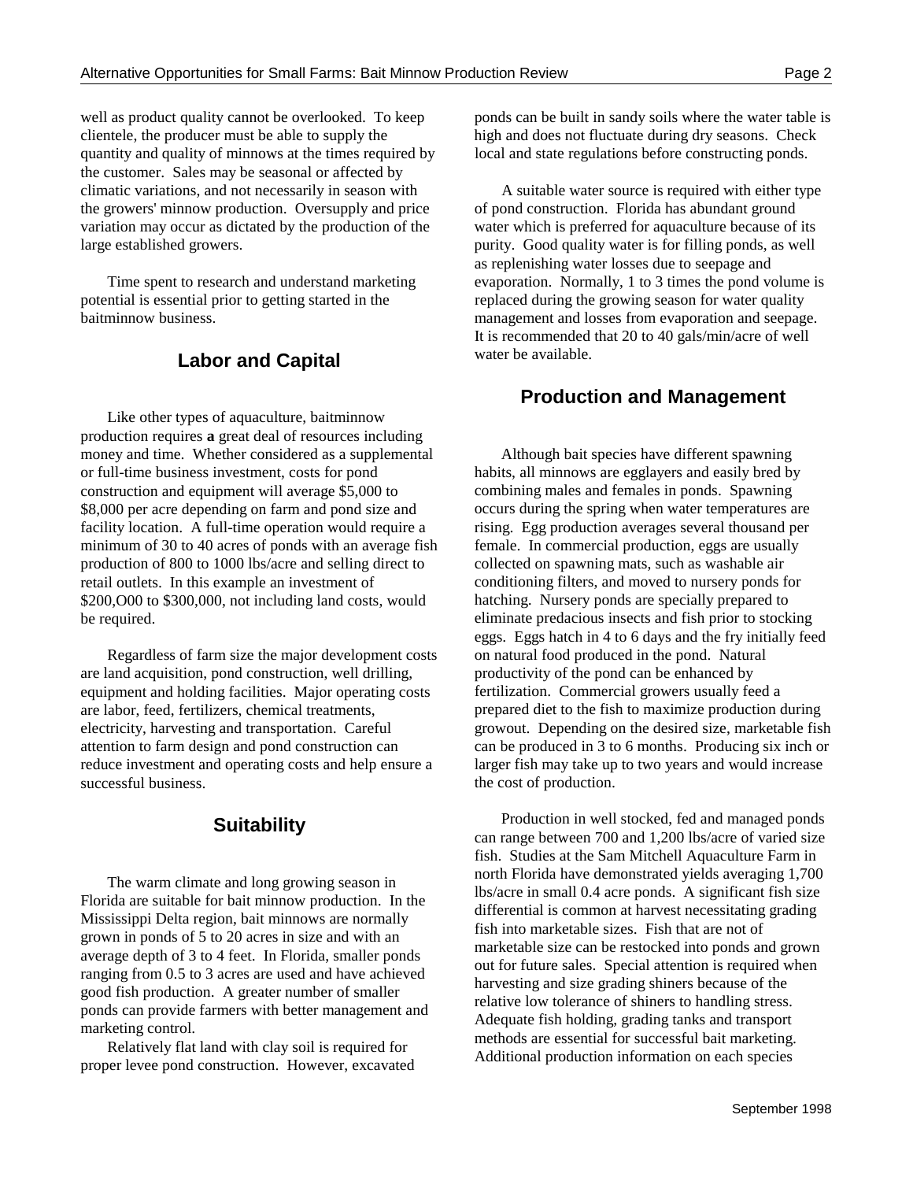well as product quality cannot be overlooked. To keep clientele, the producer must be able to supply the quantity and quality of minnows at the times required by the customer. Sales may be seasonal or affected by climatic variations, and not necessarily in season with the growers' minnow production. Oversupply and price variation may occur as dictated by the production of the large established growers.

Time spent to research and understand marketing potential is essential prior to getting started in the baitminnow business.

## Labor and Capital

Like other types of aquaculture, baitminnow production requires **a** great deal of resources including money and time. Whether considered as a supplemental or full-time business investment, costs for pond construction and equipment will average $5,000 to $8,000 per acre depending on farm and pond size and facility location. A full-time operation would require a minimum of 30 to 40 acres of ponds with an average fish production of 800 to 1000 lbs/acre and selling direct to retail outlets. In this example an investment of $200,O00 to $300,000, not including land costs, would be required.

Regardless of farm size the major development costs are land acquisition, pond construction, well drilling, equipment and holding facilities. Major operating costs are labor, feed, fertilizers, chemical treatments, electricity, harvesting and transportation. Careful attention to farm design and pond construction can reduce investment and operating costs and help ensure a successful business.

## Suitability

The warm climate and long growing season in Florida are suitable for bait minnow production. In the Mississippi Delta region, bait minnows are normally grown in ponds of 5 to 20 acres in size and with an average depth of 3 to 4 feet. In Florida, smaller ponds ranging from 0.5 to 3 acres are used and have achieved good fish production. A greater number of smaller ponds can provide farmers with better management and marketing control.

Relatively flat land with clay soil is required for proper levee pond construction. However, excavated ponds can be built in sandy soils where the water table is high and does not fluctuate during dry seasons. Check local and state regulations before constructing ponds.

A suitable water source is required with either type of pond construction. Florida has abundant ground water which is preferred for aquaculture because of its purity. Good quality water is for filling ponds, as well as replenishing water losses due to seepage and evaporation. Normally, 1 to 3 times the pond volume is replaced during the growing season for water quality management and losses from evaporation and seepage. It is recommended that 20 to 40 gals/min/acre of well water be available.

## Production and Management

Although bait species have different spawning habits, all minnows are egglayers and easily bred by combining males and females in ponds. Spawning occurs during the spring when water temperatures are rising. Egg production averages several thousand per female. In commercial production, eggs are usually collected on spawning mats, such as washable air conditioning filters, and moved to nursery ponds for hatching. Nursery ponds are specially prepared to eliminate predacious insects and fish prior to stocking eggs. Eggs hatch in 4 to 6 days and the fry initially feed on natural food produced in the pond. Natural productivity of the pond can be enhanced by fertilization. Commercial growers usually feed a prepared diet to the fish to maximize production during growout. Depending on the desired size, marketable fish can be produced in 3 to 6 months. Producing six inch or larger fish may take up to two years and would increase the cost of production.

Production in well stocked, fed and managed ponds can range between 700 and 1,200 lbs/acre of varied size fish. Studies at the Sam Mitchell Aquaculture Farm in north Florida have demonstrated yields averaging 1,700 lbs/acre in small 0.4 acre ponds. A significant fish size differential is common at harvest necessitating grading fish into marketable sizes. Fish that are not of marketable size can be restocked into ponds and grown out for future sales. Special attention is required when harvesting and size grading shiners because of the relative low tolerance of shiners to handling stress. Adequate fish holding, grading tanks and transport methods are essential for successful bait marketing. Additional production information on each species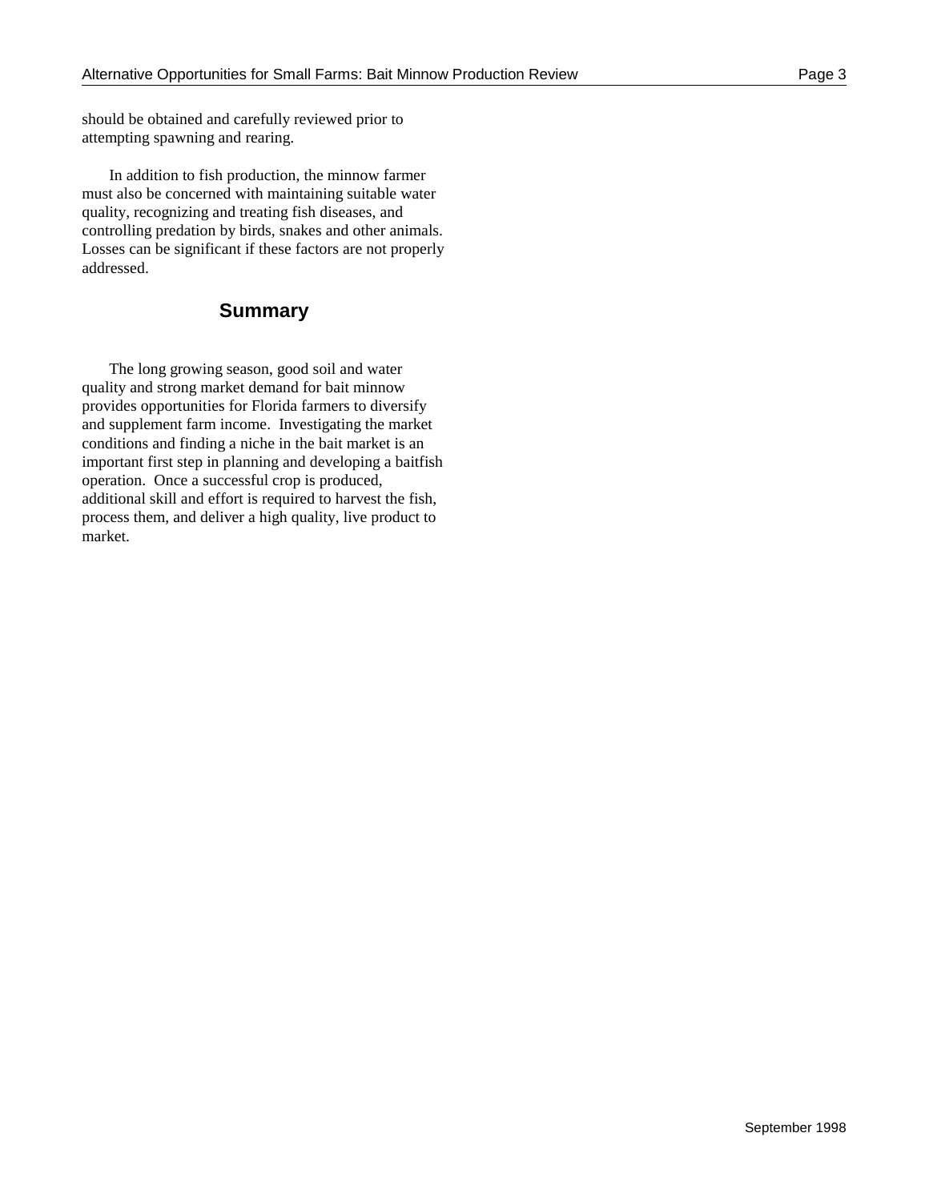should be obtained and carefully reviewed prior to attempting spawning and rearing.

In addition to fish production, the minnow farmer must also be concerned with maintaining suitable water quality, recognizing and treating fish diseases, and controlling predation by birds, snakes and other animals. Losses can be significant if these factors are not properly addressed.

## Summary

The long growing season, good soil and water quality and strong market demand for bait minnow provides opportunities for Florida farmers to diversify and supplement farm income. Investigating the market conditions and finding a niche in the bait market is an important first step in planning and developing a baitfish operation. Once a successful crop is produced, additional skill and effort is required to harvest the fish, process them, and deliver a high quality, live product to market.